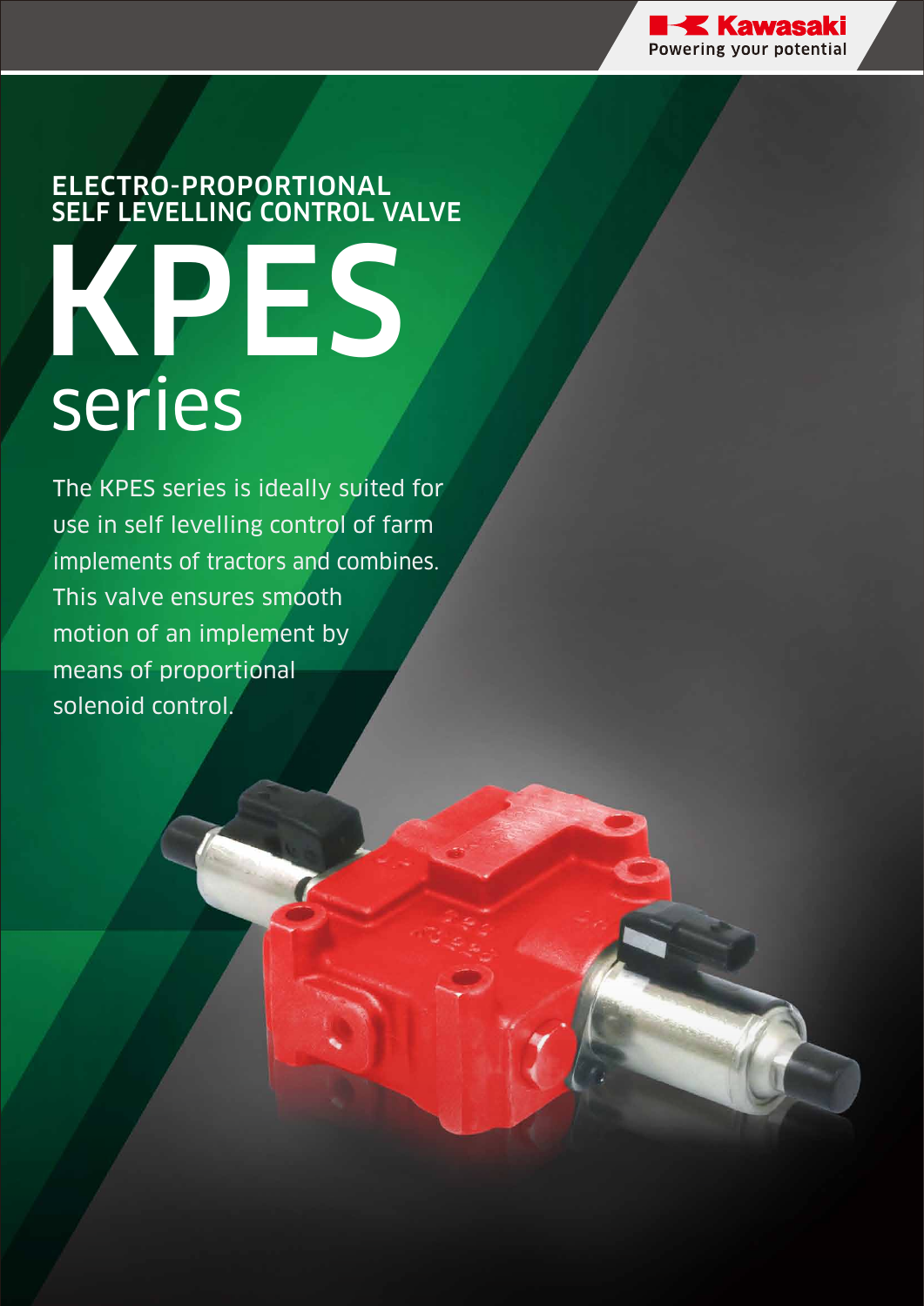Kawasaki
Powering your potential

## ELECTRO-PROPORTIONAL SELF LEVELLING CONTROL VALVE

# KPES series

The KPES series is ideally suited for use in self levelling control of farm implements of tractors and combines. This valve ensures smooth motion of an implement by means of proportional solenoid control.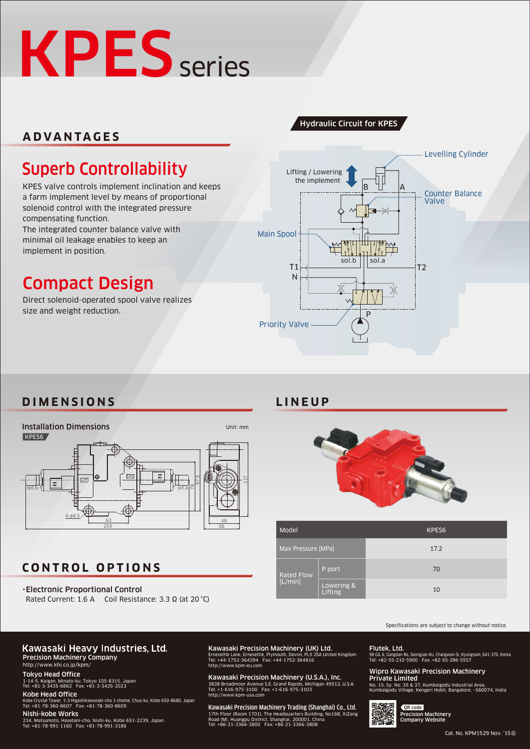# KPES series

## ADVANTAGES

### Superb Controllability

KPES valve controls implement inclination and keeps a farm implement level by means of proportional solenoid control with the integrated pressure compensating function.
The integrated counter balance valve with minimal oil leakage enables to keep an implement in position.

### Compact Design

Direct solenoid-operated spool valve realizes size and weight reduction.

**Hydraulic Circuit for KPES**

Levelling Cylinder
Lifting / Lowering the implement
B
A
Counter Balance Valve
Main Spool
sol.b
sol.a
T1
N
T2
P
Priority Valve

## DIMENSIONS

**Installation Dimensions**

Unit: mm

KPES6

sol.b
sol.a
4-φ8.5
63
259
78
97.5
117
48
56

## LINEUP

| Model | | KPES6 |
|---|---|---|
| Max Pressure [MPa] | | 17.2 |
| Rated Flow [L/min] | P port | 70 |
| | Lowering & Lifting | 10 |

## CONTROL OPTIONS

・Electronic Proportional Control
Rated Current: 1.6 A   Coil Resistance: 3.3 Ω (at 20 °C)

Specifications are subject to change without notice.

**Kawasaki Heavy Industries, Ltd.**
**Precision Machinery Company**
http://www.khi.co.jp/kpm/

**Tokyo Head Office**
1-14-5, Kaigan, Minato-ku, Tokyo 105-8315, Japan
Tel: +81-3-3435-6862 Fax: +81-3-3435-2023

**Kobe Head Office**
Kobe Crystal Tower, 1-3 Higashikawasaki-cho 1-chome, Chuo-ku, Kobe 650-8680, Japan
Tel: +81-78-360-8607 Fax: +81-78-360-8609

**Nishi-kobe Works**
234, Matsumoto, Hasetani-cho, Nishi-ku, Kobe 651-2239, Japan
Tel: +81-78-991-1160 Fax: +81-78-991-3186

**Kawasaki Precision Machinery (UK) Ltd.**
Ernesettle Lane, Ernesettle, Plymouth, Devon, PL5 2SA United Kingdom
Tel: +44-1752-364394 Fax: +44-1752-364816
http://www.kpm-eu.com

**Kawasaki Precision Machinery (U.S.A.), Inc.**
3838 Broadmoor Avenue S.E. Grand Rapids, Michigan 49512, U.S.A.
Tel: +1-616-975-3100 Fax: +1-616-975-3103
http://www.kpm-usa.com

**Kawasaki Precision Machinery Trading (Shanghai) Co., Ltd.**
17th Floor (Room 1701), The Headquarters Building, No168, XiZang Road (M), Huangpu District, Shanghai, 200001, China
Tel: +86-21-3366-3800 Fax: +86-21-3366-3808

**Flutek, Ltd.**
98 GIL 6, Gongdan-Ro, Seongsan-Ku, Changwon-Si, Kyungnam, 641-370, Korea
Tel: +82-55-210-5900 Fax: +82-55-286-5557

**Wipro Kawasaki Precision Machinery Private Limited**
No. 15, Sy. No. 35 & 37, Kumbalgodu Industrial Area, Kumbalgodu Village, Kengeri Hobli, Bangalore, -560074, India

QR code
Precision Machinery Company Website

Cat. No. KPM1529 Nov. '15Ⓐ